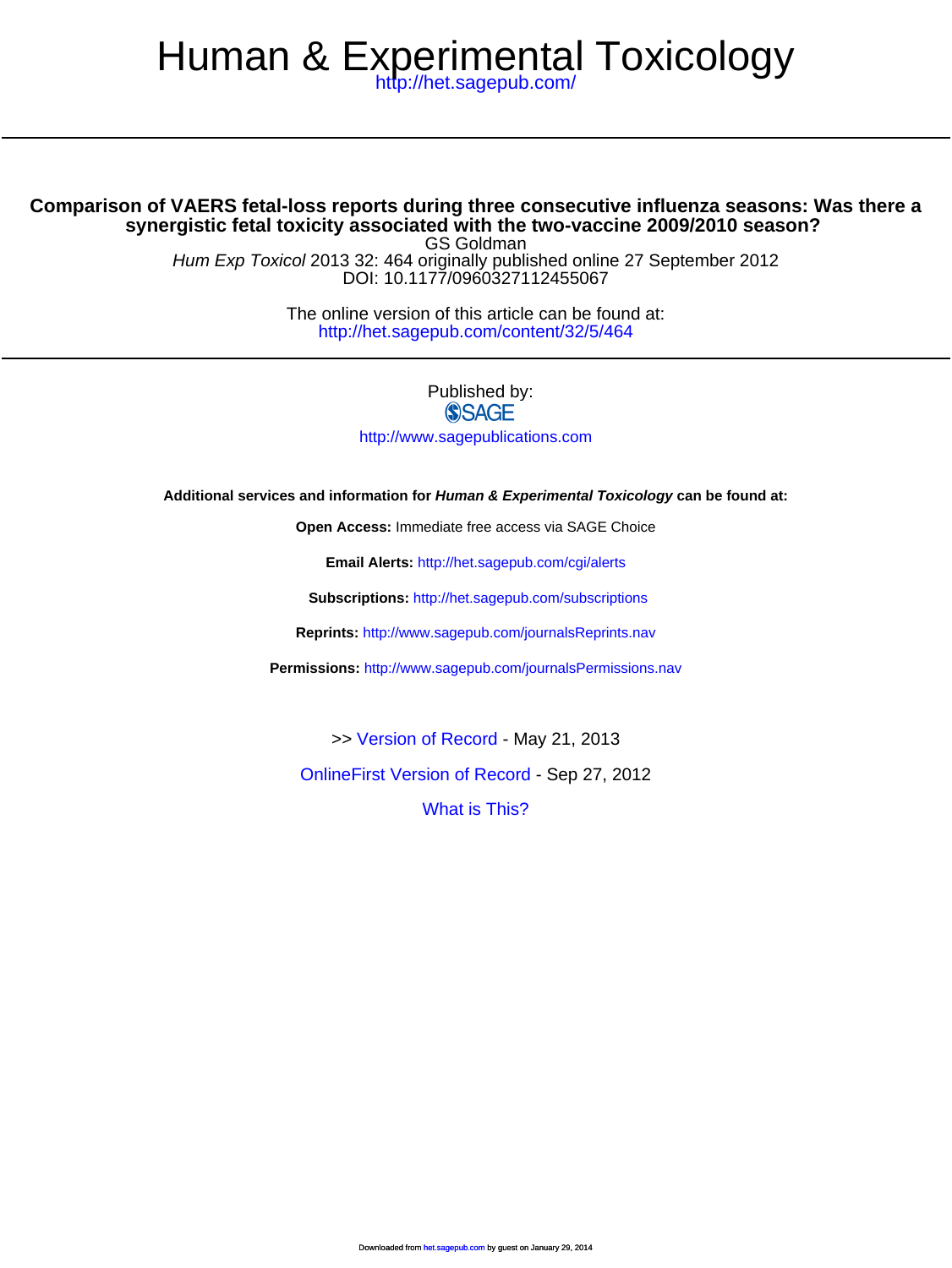# Human & Experimental Toxicology

http://het.sagepub.com/

---

## Comparison of VAERS fetal-loss reports during three consecutive influenza seasons: Was there a synergistic fetal toxicity associated with the two-vaccine 2009/2010 season?

GS Goldman

*Hum Exp Toxicol* 2013 32: 464 originally published online 27 September 2012

DOI: 10.1177/0960327112455067

The online version of this article can be found at:

http://het.sagepub.com/content/32/5/464

---

Published by:

SAGE

http://www.sagepublications.com

**Additional services and information for *Human & Experimental Toxicology* can be found at:**

**Open Access:** Immediate free access via SAGE Choice

**Email Alerts:** http://het.sagepub.com/cgi/alerts

**Subscriptions:** http://het.sagepub.com/subscriptions

**Reprints:** http://www.sagepub.com/journalsReprints.nav

**Permissions:** http://www.sagepub.com/journalsPermissions.nav

>> Version of Record - May 21, 2013

OnlineFirst Version of Record - Sep 27, 2012

What is This?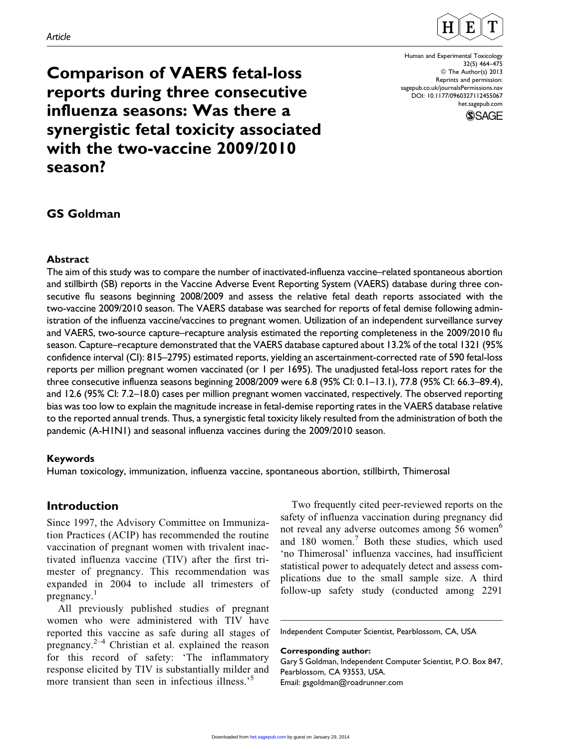Article

# Comparison of VAERS fetal-loss reports during three consecutive influenza seasons: Was there a synergistic fetal toxicity associated with the two-vaccine 2009/2010 season?

Human and Experimental Toxicology
32(5) 464–475
© The Author(s) 2013
Reprints and permission:
sagepub.co.uk/journalsPermissions.nav
DOI: 10.1177/0960327112455067
het.sagepub.com

## GS Goldman

### Abstract

The aim of this study was to compare the number of inactivated-influenza vaccine–related spontaneous abortion and stillbirth (SB) reports in the Vaccine Adverse Event Reporting System (VAERS) database during three consecutive flu seasons beginning 2008/2009 and assess the relative fetal death reports associated with the two-vaccine 2009/2010 season. The VAERS database was searched for reports of fetal demise following administration of the influenza vaccine/vaccines to pregnant women. Utilization of an independent surveillance survey and VAERS, two-source capture–recapture analysis estimated the reporting completeness in the 2009/2010 flu season. Capture–recapture demonstrated that the VAERS database captured about 13.2% of the total 1321 (95% confidence interval (CI): 815–2795) estimated reports, yielding an ascertainment-corrected rate of 590 fetal-loss reports per million pregnant women vaccinated (or 1 per 1695). The unadjusted fetal-loss report rates for the three consecutive influenza seasons beginning 2008/2009 were 6.8 (95% CI: 0.1–13.1), 77.8 (95% CI: 66.3–89.4), and 12.6 (95% CI: 7.2–18.0) cases per million pregnant women vaccinated, respectively. The observed reporting bias was too low to explain the magnitude increase in fetal-demise reporting rates in the VAERS database relative to the reported annual trends. Thus, a synergistic fetal toxicity likely resulted from the administration of both the pandemic (A-H1N1) and seasonal influenza vaccines during the 2009/2010 season.

### Keywords

Human toxicology, immunization, influenza vaccine, spontaneous abortion, stillbirth, Thimerosal

## Introduction

Since 1997, the Advisory Committee on Immunization Practices (ACIP) has recommended the routine vaccination of pregnant women with trivalent inactivated influenza vaccine (TIV) after the first trimester of pregnancy. This recommendation was expanded in 2004 to include all trimesters of pregnancy.[1]

All previously published studies of pregnant women who were administered with TIV have reported this vaccine as safe during all stages of pregnancy.[2–4] Christian et al. explained the reason for this record of safety: 'The inflammatory response elicited by TIV is substantially milder and more transient than seen in infectious illness.'[5]

Two frequently cited peer-reviewed reports on the safety of influenza vaccination during pregnancy did not reveal any adverse outcomes among 56 women[6] and 180 women.[7] Both these studies, which used 'no Thimerosal' influenza vaccines, had insufficient statistical power to adequately detect and assess complications due to the small sample size. A third follow-up safety study (conducted among 2291

Independent Computer Scientist, Pearblossom, CA, USA

**Corresponding author:**
Gary S Goldman, Independent Computer Scientist, P.O. Box 847, Pearblossom, CA 93553, USA.
Email: gsgoldman@roadrunner.com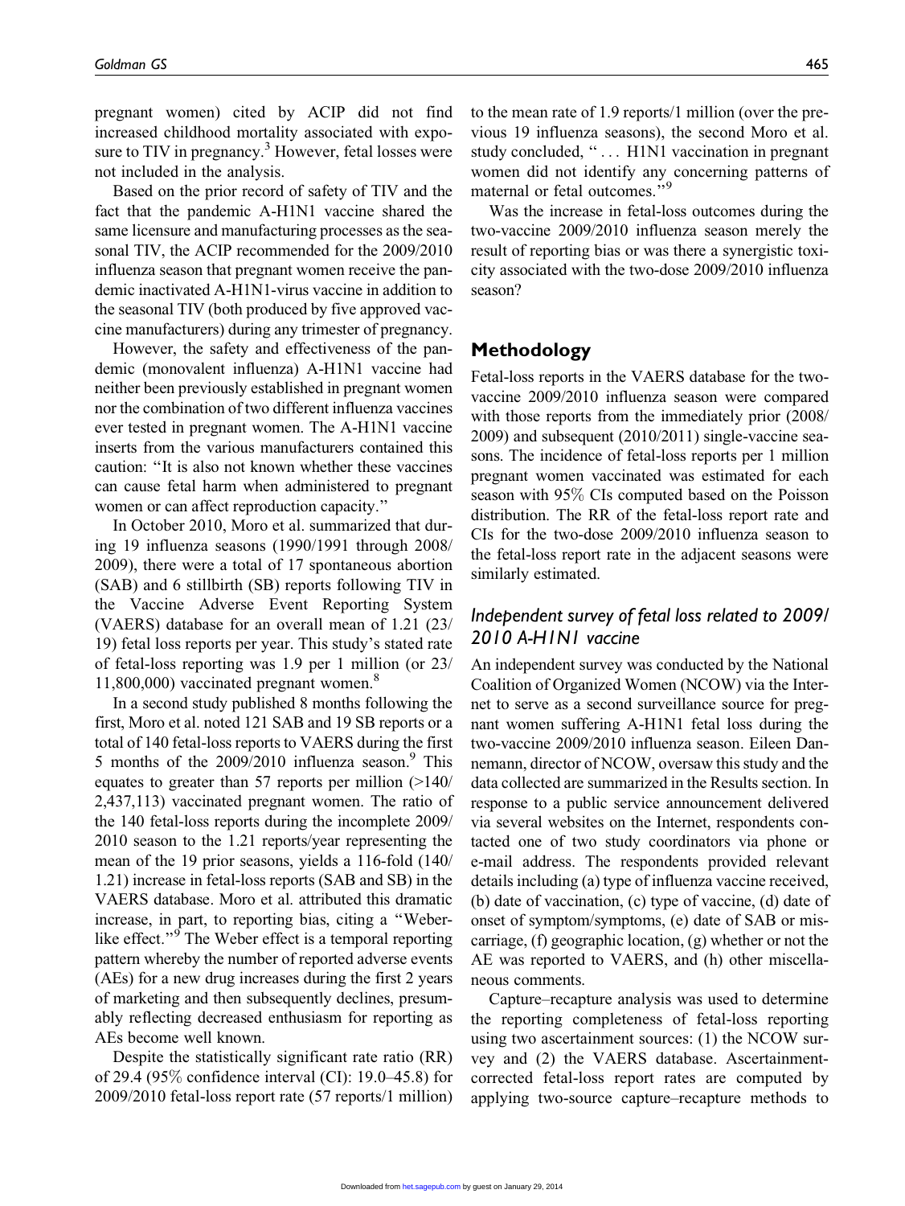pregnant women) cited by ACIP did not find increased childhood mortality associated with exposure to TIV in pregnancy.[3] However, fetal losses were not included in the analysis.

Based on the prior record of safety of TIV and the fact that the pandemic A-H1N1 vaccine shared the same licensure and manufacturing processes as the seasonal TIV, the ACIP recommended for the 2009/2010 influenza season that pregnant women receive the pandemic inactivated A-H1N1-virus vaccine in addition to the seasonal TIV (both produced by five approved vaccine manufacturers) during any trimester of pregnancy.

However, the safety and effectiveness of the pandemic (monovalent influenza) A-H1N1 vaccine had neither been previously established in pregnant women nor the combination of two different influenza vaccines ever tested in pregnant women. The A-H1N1 vaccine inserts from the various manufacturers contained this caution: "It is also not known whether these vaccines can cause fetal harm when administered to pregnant women or can affect reproduction capacity."

In October 2010, Moro et al. summarized that during 19 influenza seasons (1990/1991 through 2008/2009), there were a total of 17 spontaneous abortion (SAB) and 6 stillbirth (SB) reports following TIV in the Vaccine Adverse Event Reporting System (VAERS) database for an overall mean of 1.21 (23/19) fetal loss reports per year. This study's stated rate of fetal-loss reporting was 1.9 per 1 million (or 23/11,800,000) vaccinated pregnant women.[8]

In a second study published 8 months following the first, Moro et al. noted 121 SAB and 19 SB reports or a total of 140 fetal-loss reports to VAERS during the first 5 months of the 2009/2010 influenza season.[9] This equates to greater than 57 reports per million (>140/2,437,113) vaccinated pregnant women. The ratio of the 140 fetal-loss reports during the incomplete 2009/2010 season to the 1.21 reports/year representing the mean of the 19 prior seasons, yields a 116-fold (140/1.21) increase in fetal-loss reports (SAB and SB) in the VAERS database. Moro et al. attributed this dramatic increase, in part, to reporting bias, citing a "Weber-like effect."[9] The Weber effect is a temporal reporting pattern whereby the number of reported adverse events (AEs) for a new drug increases during the first 2 years of marketing and then subsequently declines, presumably reflecting decreased enthusiasm for reporting as AEs become well known.

Despite the statistically significant rate ratio (RR) of 29.4 (95% confidence interval (CI): 19.0–45.8) for 2009/2010 fetal-loss report rate (57 reports/1 million) to the mean rate of 1.9 reports/1 million (over the previous 19 influenza seasons), the second Moro et al. study concluded, "... H1N1 vaccination in pregnant women did not identify any concerning patterns of maternal or fetal outcomes."[9]

Was the increase in fetal-loss outcomes during the two-vaccine 2009/2010 influenza season merely the result of reporting bias or was there a synergistic toxicity associated with the two-dose 2009/2010 influenza season?

## Methodology

Fetal-loss reports in the VAERS database for the two-vaccine 2009/2010 influenza season were compared with those reports from the immediately prior (2008/2009) and subsequent (2010/2011) single-vaccine seasons. The incidence of fetal-loss reports per 1 million pregnant women vaccinated was estimated for each season with 95% CIs computed based on the Poisson distribution. The RR of the fetal-loss report rate and CIs for the two-dose 2009/2010 influenza season to the fetal-loss report rate in the adjacent seasons were similarly estimated.

### *Independent survey of fetal loss related to 2009/2010 A-H1N1 vaccine*

An independent survey was conducted by the National Coalition of Organized Women (NCOW) via the Internet to serve as a second surveillance source for pregnant women suffering A-H1N1 fetal loss during the two-vaccine 2009/2010 influenza season. Eileen Dannemann, director of NCOW, oversaw this study and the data collected are summarized in the Results section. In response to a public service announcement delivered via several websites on the Internet, respondents contacted one of two study coordinators via phone or e-mail address. The respondents provided relevant details including (a) type of influenza vaccine received, (b) date of vaccination, (c) type of vaccine, (d) date of onset of symptom/symptoms, (e) date of SAB or miscarriage, (f) geographic location, (g) whether or not the AE was reported to VAERS, and (h) other miscellaneous comments.

Capture–recapture analysis was used to determine the reporting completeness of fetal-loss reporting using two ascertainment sources: (1) the NCOW survey and (2) the VAERS database. Ascertainment-corrected fetal-loss report rates are computed by applying two-source capture–recapture methods to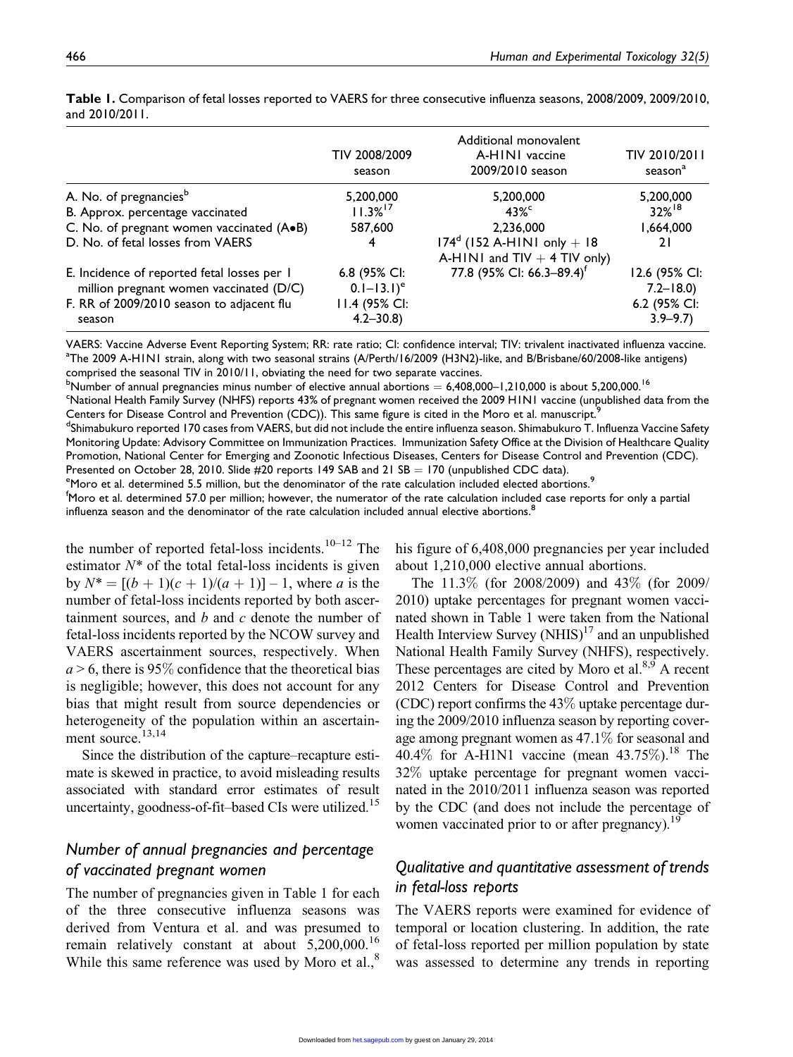**Table 1.** Comparison of fetal losses reported to VAERS for three consecutive influenza seasons, 2008/2009, 2009/2010, and 2010/2011.

| | TIV 2008/2009 season | Additional monovalent A-H1N1 vaccine 2009/2010 season | TIV 2010/2011 season[a] |
|---|---|---|---|
| A. No. of pregnancies[b] | 5,200,000 | 5,200,000 | 5,200,000 |
| B. Approx. percentage vaccinated | 11.3%[17] | 43%[c] | 32%[18] |
| C. No. of pregnant women vaccinated (A•B) | 587,600 | 2,236,000 | 1,664,000 |
| D. No. of fetal losses from VAERS | 4 | 174[d] (152 A-H1N1 only + 18 A-H1N1 and TIV + 4 TIV only) | 21 |
| E. Incidence of reported fetal losses per 1 million pregnant women vaccinated (D/C) | 6.8 (95% CI: 0.1–13.1)[e] | 77.8 (95% CI: 66.3–89.4)[f] | 12.6 (95% CI: 7.2–18.0) |
| F. RR of 2009/2010 season to adjacent flu season | 11.4 (95% CI: 4.2–30.8) | | 6.2 (95% CI: 3.9–9.7) |

VAERS: Vaccine Adverse Event Reporting System; RR: rate ratio; CI: confidence interval; TIV: trivalent inactivated influenza vaccine.
[a]The 2009 A-H1N1 strain, along with two seasonal strains (A/Perth/16/2009 (H3N2)-like, and B/Brisbane/60/2008-like antigens) comprised the seasonal TIV in 2010/11, obviating the need for two separate vaccines.
[b]Number of annual pregnancies minus number of elective annual abortions = 6,408,000–1,210,000 is about 5,200,000.[16]
[c]National Health Family Survey (NHFS) reports 43% of pregnant women received the 2009 H1N1 vaccine (unpublished data from the Centers for Disease Control and Prevention (CDC)). This same figure is cited in the Moro et al. manuscript.[9]
[d]Shimabukuro reported 170 cases from VAERS, but did not include the entire influenza season. Shimabukuro T. Influenza Vaccine Safety Monitoring Update: Advisory Committee on Immunization Practices. Immunization Safety Office at the Division of Healthcare Quality Promotion, National Center for Emerging and Zoonotic Infectious Diseases, Centers for Disease Control and Prevention (CDC). Presented on October 28, 2010. Slide #20 reports 149 SAB and 21 SB = 170 (unpublished CDC data).
[e]Moro et al. determined 5.5 million, but the denominator of the rate calculation included elected abortions.[9]
[f]Moro et al. determined 57.0 per million; however, the numerator of the rate calculation included case reports for only a partial influenza season and the denominator of the rate calculation included annual elective abortions.[8]

the number of reported fetal-loss incidents.[10–12] The estimator $N^*$ of the total fetal-loss incidents is given by $N^* = [(b + 1)(c + 1)/(a + 1)] - 1$, where $a$ is the number of fetal-loss incidents reported by both ascertainment sources, and $b$ and $c$ denote the number of fetal-loss incidents reported by the NCOW survey and VAERS ascertainment sources, respectively. When $a > 6$, there is 95% confidence that the theoretical bias is negligible; however, this does not account for any bias that might result from source dependencies or heterogeneity of the population within an ascertainment source.[13,14]

Since the distribution of the capture–recapture estimate is skewed in practice, to avoid misleading results associated with standard error estimates of result uncertainty, goodness-of-fit–based CIs were utilized.[15]

## Number of annual pregnancies and percentage of vaccinated pregnant women

The number of pregnancies given in Table 1 for each of the three consecutive influenza seasons was derived from Ventura et al. and was presumed to remain relatively constant at about 5,200,000.[16] While this same reference was used by Moro et al.,[8] his figure of 6,408,000 pregnancies per year included about 1,210,000 elective annual abortions.

The 11.3% (for 2008/2009) and 43% (for 2009/2010) uptake percentages for pregnant women vaccinated shown in Table 1 were taken from the National Health Interview Survey (NHIS)[17] and an unpublished National Health Family Survey (NHFS), respectively. These percentages are cited by Moro et al.[8,9] A recent 2012 Centers for Disease Control and Prevention (CDC) report confirms the 43% uptake percentage during the 2009/2010 influenza season by reporting coverage among pregnant women as 47.1% for seasonal and 40.4% for A-H1N1 vaccine (mean 43.75%).[18] The 32% uptake percentage for pregnant women vaccinated in the 2010/2011 influenza season was reported by the CDC (and does not include the percentage of women vaccinated prior to or after pregnancy).[19]

## Qualitative and quantitative assessment of trends in fetal-loss reports

The VAERS reports were examined for evidence of temporal or location clustering. In addition, the rate of fetal-loss reported per million population by state was assessed to determine any trends in reporting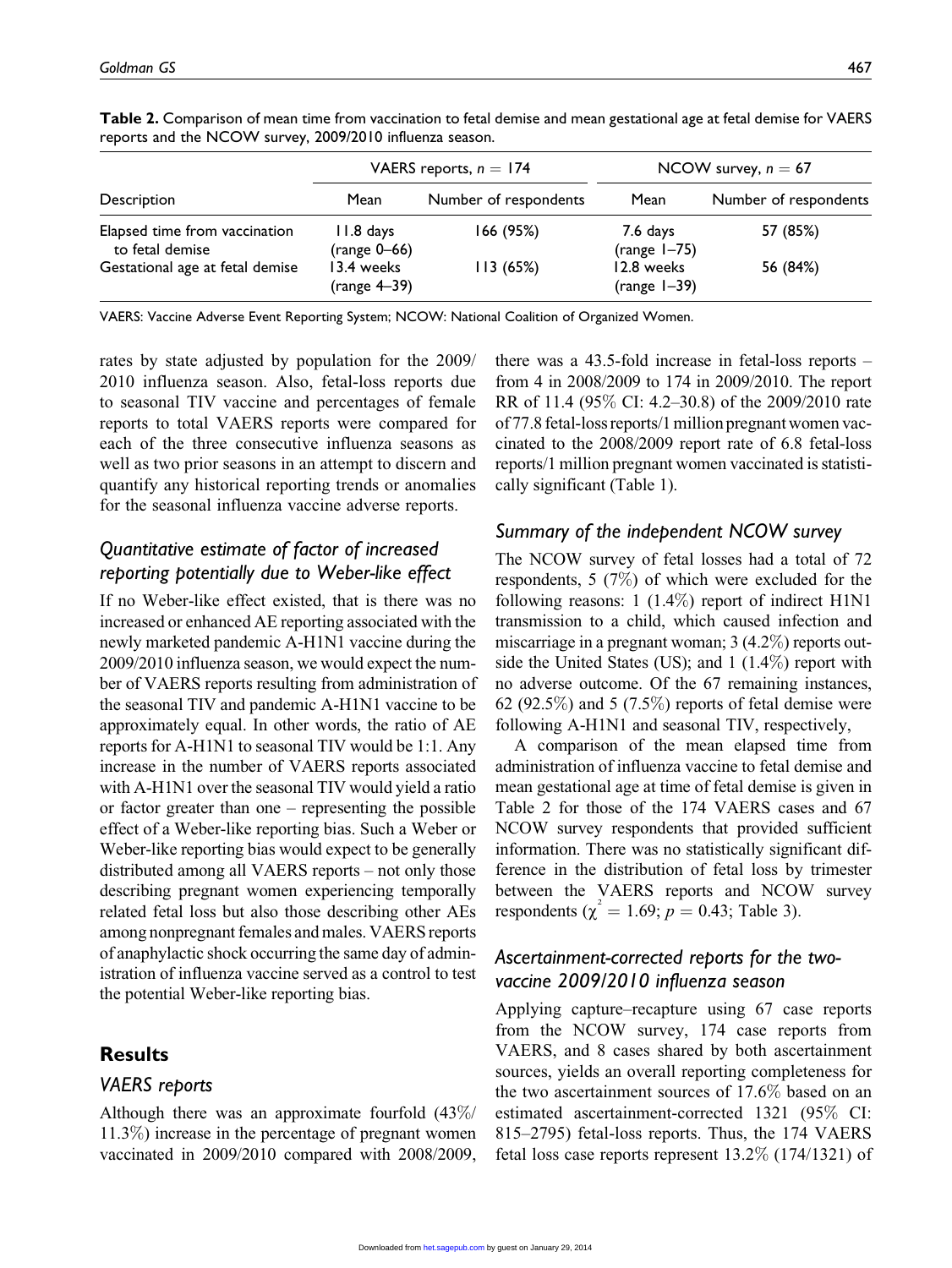**Table 2.** Comparison of mean time from vaccination to fetal demise and mean gestational age at fetal demise for VAERS reports and the NCOW survey, 2009/2010 influenza season.

| Description | VAERS reports, $n = 174$ | | NCOW survey, $n = 67$ | |
|---|---|---|---|---|
| | Mean | Number of respondents | Mean | Number of respondents |
| Elapsed time from vaccination to fetal demise | 11.8 days (range 0–66) | 166 (95%) | 7.6 days (range 1–75) | 57 (85%) |
| Gestational age at fetal demise | 13.4 weeks (range 4–39) | 113 (65%) | 12.8 weeks (range 1–39) | 56 (84%) |

VAERS: Vaccine Adverse Event Reporting System; NCOW: National Coalition of Organized Women.

rates by state adjusted by population for the 2009/2010 influenza season. Also, fetal-loss reports due to seasonal TIV vaccine and percentages of female reports to total VAERS reports were compared for each of the three consecutive influenza seasons as well as two prior seasons in an attempt to discern and quantify any historical reporting trends or anomalies for the seasonal influenza vaccine adverse reports.

### *Quantitative estimate of factor of increased reporting potentially due to Weber-like effect*

If no Weber-like effect existed, that is there was no increased or enhanced AE reporting associated with the newly marketed pandemic A-H1N1 vaccine during the 2009/2010 influenza season, we would expect the number of VAERS reports resulting from administration of the seasonal TIV and pandemic A-H1N1 vaccine to be approximately equal. In other words, the ratio of AE reports for A-H1N1 to seasonal TIV would be 1:1. Any increase in the number of VAERS reports associated with A-H1N1 over the seasonal TIV would yield a ratio or factor greater than one – representing the possible effect of a Weber-like reporting bias. Such a Weber or Weber-like reporting bias would expect to be generally distributed among all VAERS reports – not only those describing pregnant women experiencing temporally related fetal loss but also those describing other AEs among nonpregnant females and males. VAERS reports of anaphylactic shock occurring the same day of administration of influenza vaccine served as a control to test the potential Weber-like reporting bias.

## Results

### *VAERS reports*

Although there was an approximate fourfold (43%/11.3%) increase in the percentage of pregnant women vaccinated in 2009/2010 compared with 2008/2009, there was a 43.5-fold increase in fetal-loss reports – from 4 in 2008/2009 to 174 in 2009/2010. The report RR of 11.4 (95% CI: 4.2–30.8) of the 2009/2010 rate of 77.8 fetal-loss reports/1 million pregnant women vaccinated to the 2008/2009 report rate of 6.8 fetal-loss reports/1 million pregnant women vaccinated is statistically significant (Table 1).

### *Summary of the independent NCOW survey*

The NCOW survey of fetal losses had a total of 72 respondents, 5 (7%) of which were excluded for the following reasons: 1 (1.4%) report of indirect H1N1 transmission to a child, which caused infection and miscarriage in a pregnant woman; 3 (4.2%) reports outside the United States (US); and 1 (1.4%) report with no adverse outcome. Of the 67 remaining instances, 62 (92.5%) and 5 (7.5%) reports of fetal demise were following A-H1N1 and seasonal TIV, respectively,

A comparison of the mean elapsed time from administration of influenza vaccine to fetal demise and mean gestational age at time of fetal demise is given in Table 2 for those of the 174 VAERS cases and 67 NCOW survey respondents that provided sufficient information. There was no statistically significant difference in the distribution of fetal loss by trimester between the VAERS reports and NCOW survey respondents ($\chi^2 = 1.69$; $p = 0.43$; Table 3).

### *Ascertainment-corrected reports for the two-vaccine 2009/2010 influenza season*

Applying capture–recapture using 67 case reports from the NCOW survey, 174 case reports from VAERS, and 8 cases shared by both ascertainment sources, yields an overall reporting completeness for the two ascertainment sources of 17.6% based on an estimated ascertainment-corrected 1321 (95% CI: 815–2795) fetal-loss reports. Thus, the 174 VAERS fetal loss case reports represent 13.2% (174/1321) of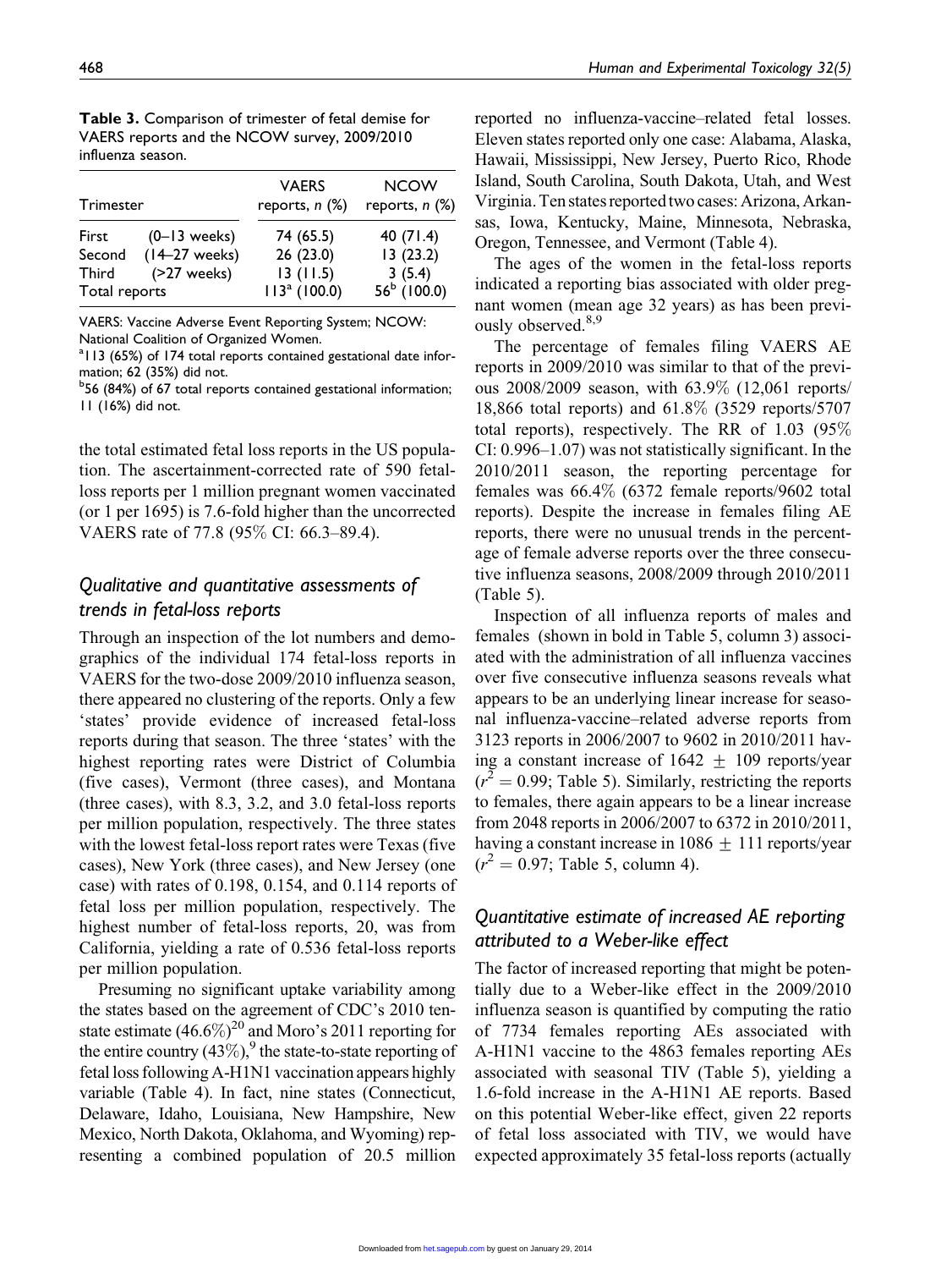**Table 3.** Comparison of trimester of fetal demise for VAERS reports and the NCOW survey, 2009/2010 influenza season.

| Trimester | | VAERS reports, *n* (%) | NCOW reports, *n* (%) |
|---|---|---|---|
| First | (0–13 weeks) | 74 (65.5) | 40 (71.4) |
| Second | (14–27 weeks) | 26 (23.0) | 13 (23.2) |
| Third | (>27 weeks) | 13 (11.5) | 3 (5.4) |
| Total reports | | 113[a] (100.0) | 56[b] (100.0) |

VAERS: Vaccine Adverse Event Reporting System; NCOW: National Coalition of Organized Women.
[a]113 (65%) of 174 total reports contained gestational date information; 62 (35%) did not.
[b]56 (84%) of 67 total reports contained gestational information; 11 (16%) did not.

the total estimated fetal loss reports in the US population. The ascertainment-corrected rate of 590 fetal-loss reports per 1 million pregnant women vaccinated (or 1 per 1695) is 7.6-fold higher than the uncorrected VAERS rate of 77.8 (95% CI: 66.3–89.4).

## Qualitative and quantitative assessments of trends in fetal-loss reports

Through an inspection of the lot numbers and demographics of the individual 174 fetal-loss reports in VAERS for the two-dose 2009/2010 influenza season, there appeared no clustering of the reports. Only a few 'states' provide evidence of increased fetal-loss reports during that season. The three 'states' with the highest reporting rates were District of Columbia (five cases), Vermont (three cases), and Montana (three cases), with 8.3, 3.2, and 3.0 fetal-loss reports per million population, respectively. The three states with the lowest fetal-loss report rates were Texas (five cases), New York (three cases), and New Jersey (one case) with rates of 0.198, 0.154, and 0.114 reports of fetal loss per million population, respectively. The highest number of fetal-loss reports, 20, was from California, yielding a rate of 0.536 fetal-loss reports per million population.

Presuming no significant uptake variability among the states based on the agreement of CDC's 2010 ten-state estimate (46.6%)[20] and Moro's 2011 reporting for the entire country (43%),[9] the state-to-state reporting of fetal loss following A-H1N1 vaccination appears highly variable (Table 4). In fact, nine states (Connecticut, Delaware, Idaho, Louisiana, New Hampshire, New Mexico, North Dakota, Oklahoma, and Wyoming) representing a combined population of 20.5 million reported no influenza-vaccine–related fetal losses. Eleven states reported only one case: Alabama, Alaska, Hawaii, Mississippi, New Jersey, Puerto Rico, Rhode Island, South Carolina, South Dakota, Utah, and West Virginia. Ten states reported two cases: Arizona, Arkansas, Iowa, Kentucky, Maine, Minnesota, Nebraska, Oregon, Tennessee, and Vermont (Table 4).

The ages of the women in the fetal-loss reports indicated a reporting bias associated with older pregnant women (mean age 32 years) as has been previously observed.[8,9]

The percentage of females filing VAERS AE reports in 2009/2010 was similar to that of the previous 2008/2009 season, with 63.9% (12,061 reports/18,866 total reports) and 61.8% (3529 reports/5707 total reports), respectively. The RR of 1.03 (95% CI: 0.996–1.07) was not statistically significant. In the 2010/2011 season, the reporting percentage for females was 66.4% (6372 female reports/9602 total reports). Despite the increase in females filing AE reports, there were no unusual trends in the percentage of female adverse reports over the three consecutive influenza seasons, 2008/2009 through 2010/2011 (Table 5).

Inspection of all influenza reports of males and females (shown in bold in Table 5, column 3) associated with the administration of all influenza vaccines over five consecutive influenza seasons reveals what appears to be an underlying linear increase for seasonal influenza-vaccine–related adverse reports from 3123 reports in 2006/2007 to 9602 in 2010/2011 having a constant increase of 1642 $\pm$ 109 reports/year ($r^2 = 0.99$; Table 5). Similarly, restricting the reports to females, there again appears to be a linear increase from 2048 reports in 2006/2007 to 6372 in 2010/2011, having a constant increase in 1086 $\pm$ 111 reports/year ($r^2 = 0.97$; Table 5, column 4).

## Quantitative estimate of increased AE reporting attributed to a Weber-like effect

The factor of increased reporting that might be potentially due to a Weber-like effect in the 2009/2010 influenza season is quantified by computing the ratio of 7734 females reporting AEs associated with A-H1N1 vaccine to the 4863 females reporting AEs associated with seasonal TIV (Table 5), yielding a 1.6-fold increase in the A-H1N1 AE reports. Based on this potential Weber-like effect, given 22 reports of fetal loss associated with TIV, we would have expected approximately 35 fetal-loss reports (actually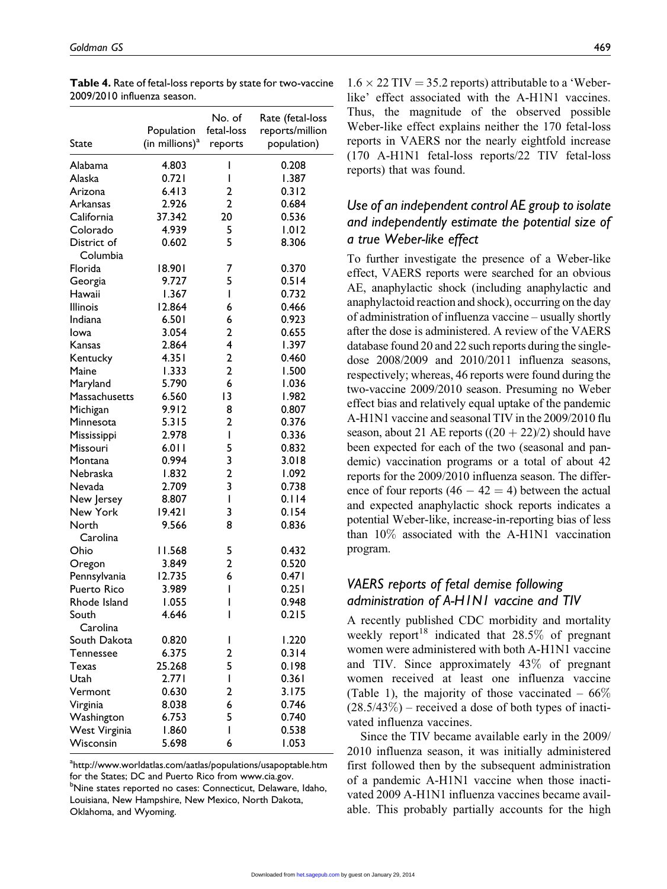**Table 4.** Rate of fetal-loss reports by state for two-vaccine 2009/2010 influenza season.

| State | Population (in millions)[a] | No. of fetal-loss reports | Rate (fetal-loss reports/million population) |
|---|---|---|---|
| Alabama | 4.803 | 1 | 0.208 |
| Alaska | 0.721 | 1 | 1.387 |
| Arizona | 6.413 | 2 | 0.312 |
| Arkansas | 2.926 | 2 | 0.684 |
| California | 37.342 | 20 | 0.536 |
| Colorado | 4.939 | 5 | 1.012 |
| District of Columbia | 0.602 | 5 | 8.306 |
| Florida | 18.901 | 7 | 0.370 |
| Georgia | 9.727 | 5 | 0.514 |
| Hawaii | 1.367 | 1 | 0.732 |
| Illinois | 12.864 | 6 | 0.466 |
| Indiana | 6.501 | 6 | 0.923 |
| Iowa | 3.054 | 2 | 0.655 |
| Kansas | 2.864 | 4 | 1.397 |
| Kentucky | 4.351 | 2 | 0.460 |
| Maine | 1.333 | 2 | 1.500 |
| Maryland | 5.790 | 6 | 1.036 |
| Massachusetts | 6.560 | 13 | 1.982 |
| Michigan | 9.912 | 8 | 0.807 |
| Minnesota | 5.315 | 2 | 0.376 |
| Mississippi | 2.978 | 1 | 0.336 |
| Missouri | 6.011 | 5 | 0.832 |
| Montana | 0.994 | 3 | 3.018 |
| Nebraska | 1.832 | 2 | 1.092 |
| Nevada | 2.709 | 3 | 0.738 |
| New Jersey | 8.807 | 1 | 0.114 |
| New York | 19.421 | 3 | 0.154 |
| North Carolina | 9.566 | 8 | 0.836 |
| Ohio | 11.568 | 5 | 0.432 |
| Oregon | 3.849 | 2 | 0.520 |
| Pennsylvania | 12.735 | 6 | 0.471 |
| Puerto Rico | 3.989 | 1 | 0.251 |
| Rhode Island | 1.055 | 1 | 0.948 |
| South Carolina | 4.646 | 1 | 0.215 |
| South Dakota | 0.820 | 1 | 1.220 |
| Tennessee | 6.375 | 2 | 0.314 |
| Texas | 25.268 | 5 | 0.198 |
| Utah | 2.771 | 1 | 0.361 |
| Vermont | 0.630 | 2 | 3.175 |
| Virginia | 8.038 | 6 | 0.746 |
| Washington | 6.753 | 5 | 0.740 |
| West Virginia | 1.860 | 1 | 0.538 |
| Wisconsin | 5.698 | 6 | 1.053 |

[a]http://www.worldatlas.com/aatlas/populations/usapoptable.htm for the States; DC and Puerto Rico from www.cia.gov.
[b]Nine states reported no cases: Connecticut, Delaware, Idaho, Louisiana, New Hampshire, New Mexico, North Dakota, Oklahoma, and Wyoming.

$1.6 \times 22$ TIV $= 35.2$ reports) attributable to a 'Weber-like' effect associated with the A-H1N1 vaccines. Thus, the magnitude of the observed possible Weber-like effect explains neither the 170 fetal-loss reports in VAERS nor the nearly eightfold increase (170 A-H1N1 fetal-loss reports/22 TIV fetal-loss reports) that was found.

## *Use of an independent control AE group to isolate and independently estimate the potential size of a true Weber-like effect*

To further investigate the presence of a Weber-like effect, VAERS reports were searched for an obvious AE, anaphylactic shock (including anaphylactic and anaphylactoid reaction and shock), occurring on the day of administration of influenza vaccine – usually shortly after the dose is administered. A review of the VAERS database found 20 and 22 such reports during the single-dose 2008/2009 and 2010/2011 influenza seasons, respectively; whereas, 46 reports were found during the two-vaccine 2009/2010 season. Presuming no Weber effect bias and relatively equal uptake of the pandemic A-H1N1 vaccine and seasonal TIV in the 2009/2010 flu season, about 21 AE reports $((20 + 22)/2)$ should have been expected for each of the two (seasonal and pandemic) vaccination programs or a total of about 42 reports for the 2009/2010 influenza season. The difference of four reports $(46 - 42 = 4)$ between the actual and expected anaphylactic shock reports indicates a potential Weber-like, increase-in-reporting bias of less than 10% associated with the A-H1N1 vaccination program.

## *VAERS reports of fetal demise following administration of A-H1N1 vaccine and TIV*

A recently published CDC morbidity and mortality weekly report[18] indicated that 28.5% of pregnant women were administered with both A-H1N1 vaccine and TIV. Since approximately 43% of pregnant women received at least one influenza vaccine (Table 1), the majority of those vaccinated – 66% (28.5/43%) – received a dose of both types of inactivated influenza vaccines.

Since the TIV became available early in the 2009/2010 influenza season, it was initially administered first followed then by the subsequent administration of a pandemic A-H1N1 vaccine when those inactivated 2009 A-H1N1 influenza vaccines became available. This probably partially accounts for the high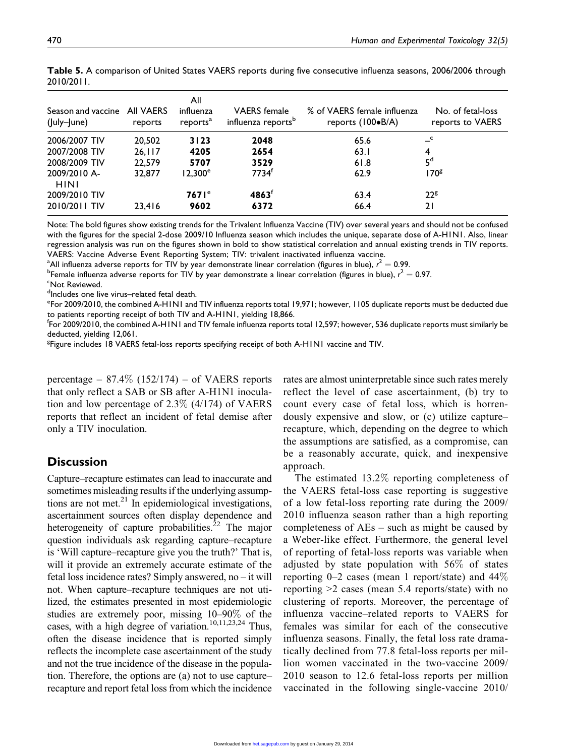**Table 5.** A comparison of United States VAERS reports during five consecutive influenza seasons, 2006/2006 through 2010/2011.

| Season and vaccine (July–June) | All VAERS reports | All influenza reports[a] | VAERS female influenza reports[b] | % of VAERS female influenza reports (100•B/A) | No. of fetal-loss reports to VAERS |
|---|---|---|---|---|---|
| 2006/2007 TIV | 20,502 | **3123** | **2048** | 65.6 | –[c] |
| 2007/2008 TIV | 26,117 | **4205** | **2654** | 63.1 | 4 |
| 2008/2009 TIV | 22,579 | **5707** | **3529** | 61.8 | 5[d] |
| 2009/2010 A-H1N1 | 32,877 | 12,300[e] | 7734[f] | 62.9 | 170[g] |
| 2009/2010 TIV | | **7671**[e] | **4863**[f] | 63.4 | 22[g] |
| 2010/2011 TIV | 23,416 | **9602** | **6372** | 66.4 | 21 |

Note: The bold figures show existing trends for the Trivalent Influenza Vaccine (TIV) over several years and should not be confused with the figures for the special 2-dose 2009/10 Influenza season which includes the unique, separate dose of A-H1N1. Also, linear regression analysis was run on the figures shown in bold to show statistical correlation and annual existing trends in TIV reports.
VAERS: Vaccine Adverse Event Reporting System; TIV: trivalent inactivated influenza vaccine.

[a]All influenza adverse reports for TIV by year demonstrate linear correlation (figures in blue), $r^2 = 0.99$.

[b]Female influenza adverse reports for TIV by year demonstrate a linear correlation (figures in blue), $r^2 = 0.97$.

[c]Not Reviewed.

[d]Includes one live virus–related fetal death.

[e]For 2009/2010, the combined A-H1N1 and TIV influenza reports total 19,971; however, 1105 duplicate reports must be deducted due to patients reporting receipt of both TIV and A-H1N1, yielding 18,866.

[f]For 2009/2010, the combined A-H1N1 and TIV female influenza reports total 12,597; however, 536 duplicate reports must similarly be deducted, yielding 12,061.

[g]Figure includes 18 VAERS fetal-loss reports specifying receipt of both A-H1N1 vaccine and TIV.

percentage – 87.4% (152/174) – of VAERS reports that only reflect a SAB or SB after A-H1N1 inoculation and low percentage of 2.3% (4/174) of VAERS reports that reflect an incident of fetal demise after only a TIV inoculation.

## Discussion

Capture–recapture estimates can lead to inaccurate and sometimes misleading results if the underlying assumptions are not met.[21] In epidemiological investigations, ascertainment sources often display dependence and heterogeneity of capture probabilities.[22] The major question individuals ask regarding capture–recapture is 'Will capture–recapture give you the truth?' That is, will it provide an extremely accurate estimate of the fetal loss incidence rates? Simply answered, no – it will not. When capture–recapture techniques are not utilized, the estimates presented in most epidemiologic studies are extremely poor, missing 10–90% of the cases, with a high degree of variation.[10,11,23,24] Thus, often the disease incidence that is reported simply reflects the incomplete case ascertainment of the study and not the true incidence of the disease in the population. Therefore, the options are (a) not to use capture–recapture and report fetal loss from which the incidence rates are almost uninterpretable since such rates merely reflect the level of case ascertainment, (b) try to count every case of fetal loss, which is horrendously expensive and slow, or (c) utilize capture–recapture, which, depending on the degree to which the assumptions are satisfied, as a compromise, can be a reasonably accurate, quick, and inexpensive approach.

The estimated 13.2% reporting completeness of the VAERS fetal-loss case reporting is suggestive of a low fetal-loss reporting rate during the 2009/2010 influenza season rather than a high reporting completeness of AEs – such as might be caused by a Weber-like effect. Furthermore, the general level of reporting of fetal-loss reports was variable when adjusted by state population with 56% of states reporting 0–2 cases (mean 1 report/state) and 44% reporting >2 cases (mean 5.4 reports/state) with no clustering of reports. Moreover, the percentage of influenza vaccine–related reports to VAERS for females was similar for each of the consecutive influenza seasons. Finally, the fetal loss rate dramatically declined from 77.8 fetal-loss reports per million women vaccinated in the two-vaccine 2009/2010 season to 12.6 fetal-loss reports per million vaccinated in the following single-vaccine 2010/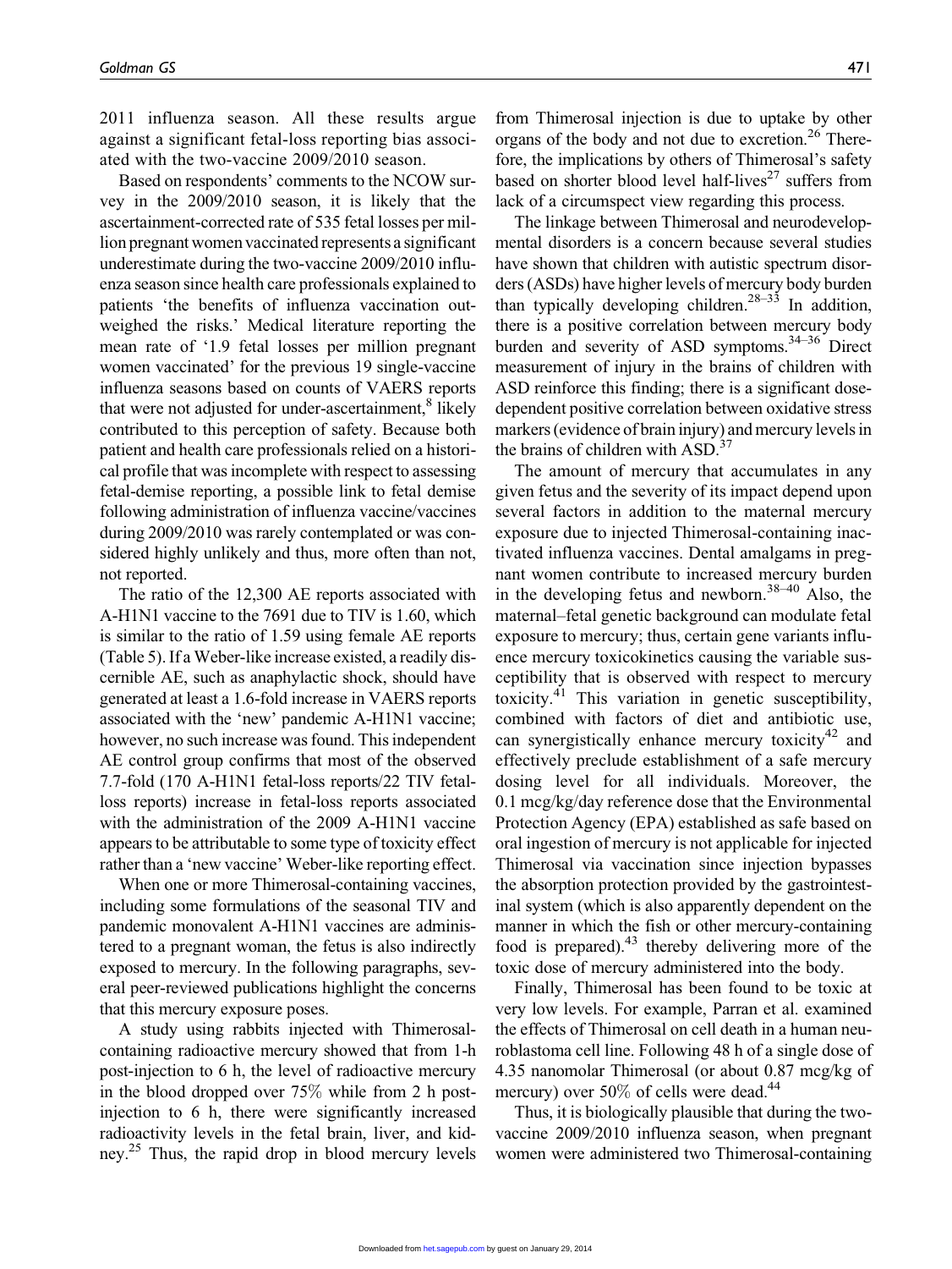2011 influenza season. All these results argue against a significant fetal-loss reporting bias associated with the two-vaccine 2009/2010 season.

Based on respondents' comments to the NCOW survey in the 2009/2010 season, it is likely that the ascertainment-corrected rate of 535 fetal losses per million pregnant women vaccinated represents a significant underestimate during the two-vaccine 2009/2010 influenza season since health care professionals explained to patients 'the benefits of influenza vaccination outweighed the risks.' Medical literature reporting the mean rate of '1.9 fetal losses per million pregnant women vaccinated' for the previous 19 single-vaccine influenza seasons based on counts of VAERS reports that were not adjusted for under-ascertainment,[8] likely contributed to this perception of safety. Because both patient and health care professionals relied on a historical profile that was incomplete with respect to assessing fetal-demise reporting, a possible link to fetal demise following administration of influenza vaccine/vaccines during 2009/2010 was rarely contemplated or was considered highly unlikely and thus, more often than not, not reported.

The ratio of the 12,300 AE reports associated with A-H1N1 vaccine to the 7691 due to TIV is 1.60, which is similar to the ratio of 1.59 using female AE reports (Table 5). If a Weber-like increase existed, a readily discernible AE, such as anaphylactic shock, should have generated at least a 1.6-fold increase in VAERS reports associated with the 'new' pandemic A-H1N1 vaccine; however, no such increase was found. This independent AE control group confirms that most of the observed 7.7-fold (170 A-H1N1 fetal-loss reports/22 TIV fetal-loss reports) increase in fetal-loss reports associated with the administration of the 2009 A-H1N1 vaccine appears to be attributable to some type of toxicity effect rather than a 'new vaccine' Weber-like reporting effect.

When one or more Thimerosal-containing vaccines, including some formulations of the seasonal TIV and pandemic monovalent A-H1N1 vaccines are administered to a pregnant woman, the fetus is also indirectly exposed to mercury. In the following paragraphs, several peer-reviewed publications highlight the concerns that this mercury exposure poses.

A study using rabbits injected with Thimerosal-containing radioactive mercury showed that from 1-h post-injection to 6 h, the level of radioactive mercury in the blood dropped over 75% while from 2 h post-injection to 6 h, there were significantly increased radioactivity levels in the fetal brain, liver, and kidney.[25] Thus, the rapid drop in blood mercury levels from Thimerosal injection is due to uptake by other organs of the body and not due to excretion.[26] Therefore, the implications by others of Thimerosal's safety based on shorter blood level half-lives[27] suffers from lack of a circumspect view regarding this process.

The linkage between Thimerosal and neurodevelopmental disorders is a concern because several studies have shown that children with autistic spectrum disorders (ASDs) have higher levels of mercury body burden than typically developing children.[28–33] In addition, there is a positive correlation between mercury body burden and severity of ASD symptoms.[34–36] Direct measurement of injury in the brains of children with ASD reinforce this finding; there is a significant dose-dependent positive correlation between oxidative stress markers (evidence of brain injury) and mercury levels in the brains of children with ASD.[37]

The amount of mercury that accumulates in any given fetus and the severity of its impact depend upon several factors in addition to the maternal mercury exposure due to injected Thimerosal-containing inactivated influenza vaccines. Dental amalgams in pregnant women contribute to increased mercury burden in the developing fetus and newborn.[38–40] Also, the maternal–fetal genetic background can modulate fetal exposure to mercury; thus, certain gene variants influence mercury toxicokinetics causing the variable susceptibility that is observed with respect to mercury toxicity.[41] This variation in genetic susceptibility, combined with factors of diet and antibiotic use, can synergistically enhance mercury toxicity[42] and effectively preclude establishment of a safe mercury dosing level for all individuals. Moreover, the 0.1 mcg/kg/day reference dose that the Environmental Protection Agency (EPA) established as safe based on oral ingestion of mercury is not applicable for injected Thimerosal via vaccination since injection bypasses the absorption protection provided by the gastrointestinal system (which is also apparently dependent on the manner in which the fish or other mercury-containing food is prepared).[43] thereby delivering more of the toxic dose of mercury administered into the body.

Finally, Thimerosal has been found to be toxic at very low levels. For example, Parran et al. examined the effects of Thimerosal on cell death in a human neuroblastoma cell line. Following 48 h of a single dose of 4.35 nanomolar Thimerosal (or about 0.87 mcg/kg of mercury) over 50% of cells were dead.[44]

Thus, it is biologically plausible that during the two-vaccine 2009/2010 influenza season, when pregnant women were administered two Thimerosal-containing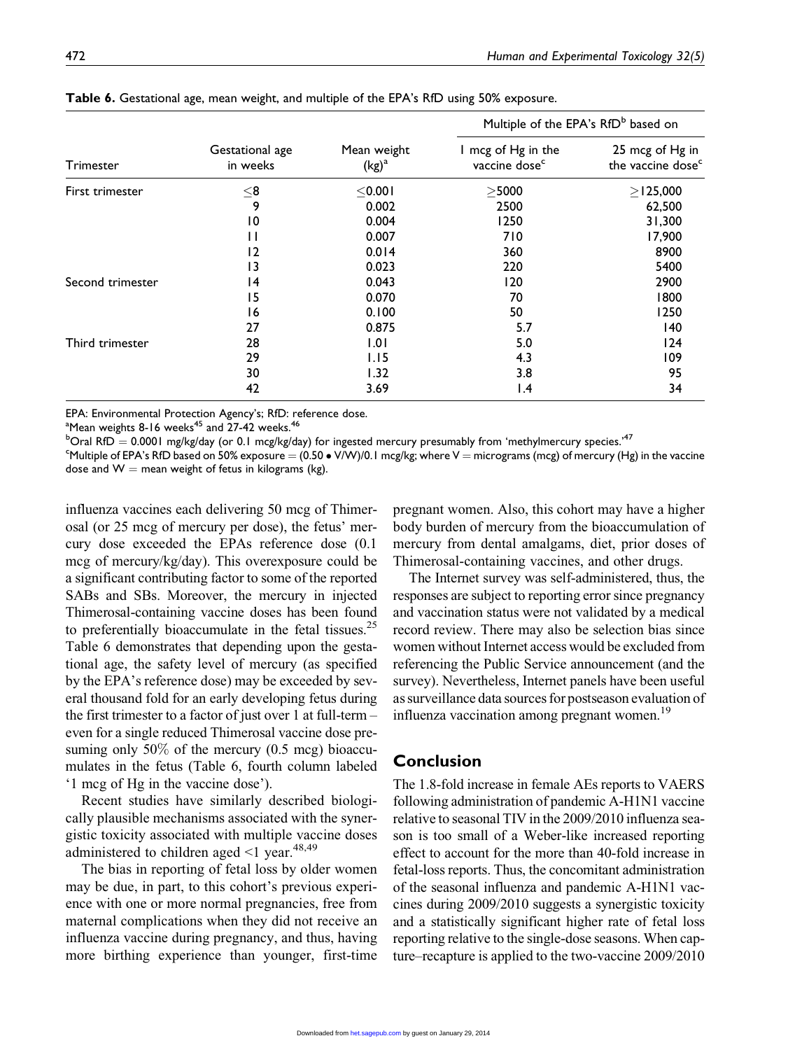**Table 6.** Gestational age, mean weight, and multiple of the EPA's RfD using 50% exposure.

| Trimester | Gestational age in weeks | Mean weight (kg)[a] | Multiple of the EPA's RfD[b] based on | |
|---|---|---|---|---|
| | | | 1 mcg of Hg in the vaccine dose[c] | 25 mcg of Hg in the vaccine dose[c] |
| First trimester | ≤8 | ≤0.001 | ≥5000 | ≥125,000 |
| | 9 | 0.002 | 2500 | 62,500 |
| | 10 | 0.004 | 1250 | 31,300 |
| | 11 | 0.007 | 710 | 17,900 |
| | 12 | 0.014 | 360 | 8900 |
| | 13 | 0.023 | 220 | 5400 |
| Second trimester | 14 | 0.043 | 120 | 2900 |
| | 15 | 0.070 | 70 | 1800 |
| | 16 | 0.100 | 50 | 1250 |
| | 27 | 0.875 | 5.7 | 140 |
| Third trimester | 28 | 1.01 | 5.0 | 124 |
| | 29 | 1.15 | 4.3 | 109 |
| | 30 | 1.32 | 3.8 | 95 |
| | 42 | 3.69 | 1.4 | 34 |

EPA: Environmental Protection Agency's; RfD: reference dose.
[a]Mean weights 8-16 weeks[45] and 27-42 weeks.[46]
[b]Oral RfD = 0.0001 mg/kg/day (or 0.1 mcg/kg/day) for ingested mercury presumably from 'methylmercury species.'[47]
[c]Multiple of EPA's RfD based on 50% exposure = (0.50 • V/W)/0.1 mcg/kg; where V = micrograms (mcg) of mercury (Hg) in the vaccine dose and W = mean weight of fetus in kilograms (kg).

influenza vaccines each delivering 50 mcg of Thimerosal (or 25 mcg of mercury per dose), the fetus' mercury dose exceeded the EPAs reference dose (0.1 mcg of mercury/kg/day). This overexposure could be a significant contributing factor to some of the reported SABs and SBs. Moreover, the mercury in injected Thimerosal-containing vaccine doses has been found to preferentially bioaccumulate in the fetal tissues.[25] Table 6 demonstrates that depending upon the gestational age, the safety level of mercury (as specified by the EPA's reference dose) may be exceeded by several thousand fold for an early developing fetus during the first trimester to a factor of just over 1 at full-term – even for a single reduced Thimerosal vaccine dose presuming only 50% of the mercury (0.5 mcg) bioaccumulates in the fetus (Table 6, fourth column labeled '1 mcg of Hg in the vaccine dose').

Recent studies have similarly described biologically plausible mechanisms associated with the synergistic toxicity associated with multiple vaccine doses administered to children aged <1 year.[48,49]

The bias in reporting of fetal loss by older women may be due, in part, to this cohort's previous experience with one or more normal pregnancies, free from maternal complications when they did not receive an influenza vaccine during pregnancy, and thus, having more birthing experience than younger, first-time pregnant women. Also, this cohort may have a higher body burden of mercury from the bioaccumulation of mercury from dental amalgams, diet, prior doses of Thimerosal-containing vaccines, and other drugs.

The Internet survey was self-administered, thus, the responses are subject to reporting error since pregnancy and vaccination status were not validated by a medical record review. There may also be selection bias since women without Internet access would be excluded from referencing the Public Service announcement (and the survey). Nevertheless, Internet panels have been useful as surveillance data sources for postseason evaluation of influenza vaccination among pregnant women.[19]

## Conclusion

The 1.8-fold increase in female AEs reports to VAERS following administration of pandemic A-H1N1 vaccine relative to seasonal TIV in the 2009/2010 influenza season is too small of a Weber-like increased reporting effect to account for the more than 40-fold increase in fetal-loss reports. Thus, the concomitant administration of the seasonal influenza and pandemic A-H1N1 vaccines during 2009/2010 suggests a synergistic toxicity and a statistically significant higher rate of fetal loss reporting relative to the single-dose seasons. When capture–recapture is applied to the two-vaccine 2009/2010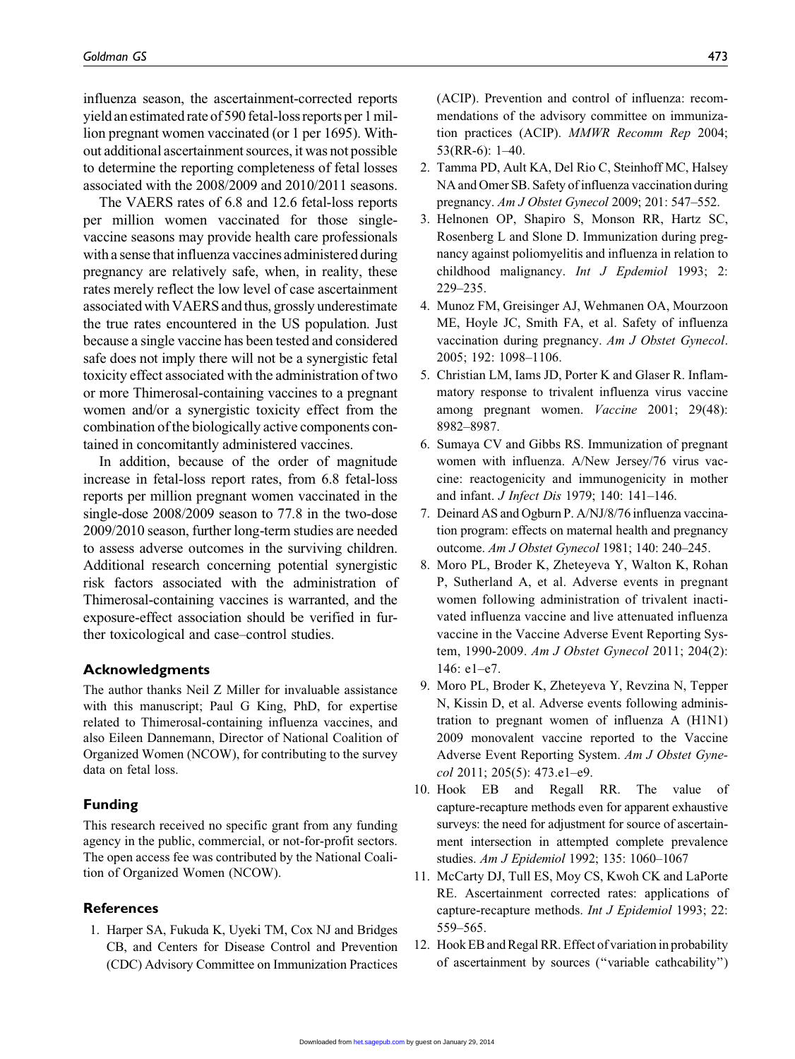influenza season, the ascertainment-corrected reports yield an estimated rate of 590 fetal-loss reports per 1 million pregnant women vaccinated (or 1 per 1695). Without additional ascertainment sources, it was not possible to determine the reporting completeness of fetal losses associated with the 2008/2009 and 2010/2011 seasons.

The VAERS rates of 6.8 and 12.6 fetal-loss reports per million women vaccinated for those single-vaccine seasons may provide health care professionals with a sense that influenza vaccines administered during pregnancy are relatively safe, when, in reality, these rates merely reflect the low level of case ascertainment associated with VAERS and thus, grossly underestimate the true rates encountered in the US population. Just because a single vaccine has been tested and considered safe does not imply there will not be a synergistic fetal toxicity effect associated with the administration of two or more Thimerosal-containing vaccines to a pregnant women and/or a synergistic toxicity effect from the combination of the biologically active components contained in concomitantly administered vaccines.

In addition, because of the order of magnitude increase in fetal-loss report rates, from 6.8 fetal-loss reports per million pregnant women vaccinated in the single-dose 2008/2009 season to 77.8 in the two-dose 2009/2010 season, further long-term studies are needed to assess adverse outcomes in the surviving children. Additional research concerning potential synergistic risk factors associated with the administration of Thimerosal-containing vaccines is warranted, and the exposure-effect association should be verified in further toxicological and case–control studies.

## Acknowledgments

The author thanks Neil Z Miller for invaluable assistance with this manuscript; Paul G King, PhD, for expertise related to Thimerosal-containing influenza vaccines, and also Eileen Dannemann, Director of National Coalition of Organized Women (NCOW), for contributing to the survey data on fetal loss.

## Funding

This research received no specific grant from any funding agency in the public, commercial, or not-for-profit sectors. The open access fee was contributed by the National Coalition of Organized Women (NCOW).

## References

1. Harper SA, Fukuda K, Uyeki TM, Cox NJ and Bridges CB, and Centers for Disease Control and Prevention (CDC) Advisory Committee on Immunization Practices (ACIP). Prevention and control of influenza: recommendations of the advisory committee on immunization practices (ACIP). *MMWR Recomm Rep* 2004; 53(RR-6): 1–40.
2. Tamma PD, Ault KA, Del Rio C, Steinhoff MC, Halsey NA and Omer SB. Safety of influenza vaccination during pregnancy. *Am J Obstet Gynecol* 2009; 201: 547–552.
3. Helnonen OP, Shapiro S, Monson RR, Hartz SC, Rosenberg L and Slone D. Immunization during pregnancy against poliomyelitis and influenza in relation to childhood malignancy. *Int J Epidemiol* 1993; 2: 229–235.
4. Munoz FM, Greisinger AJ, Wehmanen OA, Mourzoon ME, Hoyle JC, Smith FA, et al. Safety of influenza vaccination during pregnancy. *Am J Obstet Gynecol*. 2005; 192: 1098–1106.
5. Christian LM, Iams JD, Porter K and Glaser R. Inflammatory response to trivalent influenza virus vaccine among pregnant women. *Vaccine* 2001; 29(48): 8982–8987.
6. Sumaya CV and Gibbs RS. Immunization of pregnant women with influenza. A/New Jersey/76 virus vaccine: reactogenicity and immunogenicity in mother and infant. *J Infect Dis* 1979; 140: 141–146.
7. Deinard AS and Ogburn P. A/NJ/8/76 influenza vaccination program: effects on maternal health and pregnancy outcome. *Am J Obstet Gynecol* 1981; 140: 240–245.
8. Moro PL, Broder K, Zheteyeva Y, Walton K, Rohan P, Sutherland A, et al. Adverse events in pregnant women following administration of trivalent inactivated influenza vaccine and live attenuated influenza vaccine in the Vaccine Adverse Event Reporting System, 1990-2009. *Am J Obstet Gynecol* 2011; 204(2): 146: e1–e7.
9. Moro PL, Broder K, Zheteyeva Y, Revzina N, Tepper N, Kissin D, et al. Adverse events following administration to pregnant women of influenza A (H1N1) 2009 monovalent vaccine reported to the Vaccine Adverse Event Reporting System. *Am J Obstet Gynecol* 2011; 205(5): 473.e1–e9.
10. Hook EB and Regall RR. The value of capture-recapture methods even for apparent exhaustive surveys: the need for adjustment for source of ascertainment intersection in attempted complete prevalence studies. *Am J Epidemiol* 1992; 135: 1060–1067
11. McCarty DJ, Tull ES, Moy CS, Kwoh CK and LaPorte RE. Ascertainment corrected rates: applications of capture-recapture methods. *Int J Epidemiol* 1993; 22: 559–565.
12. Hook EB and Regal RR. Effect of variation in probability of ascertainment by sources ("variable cathcability")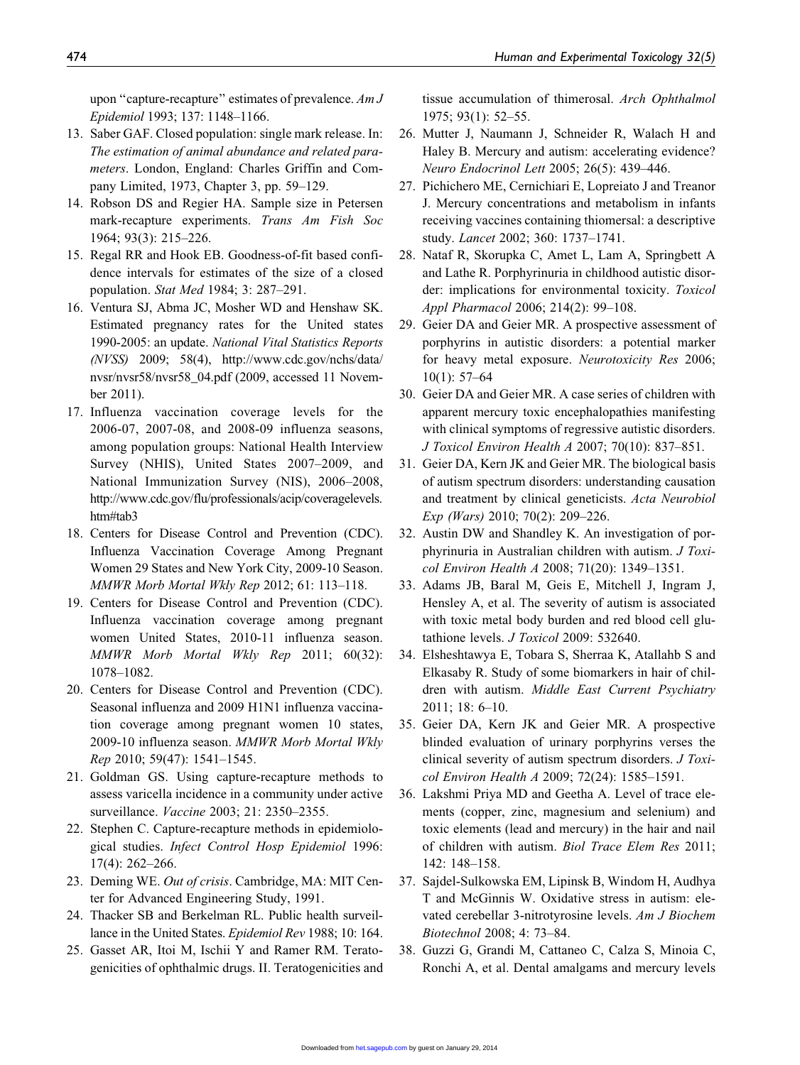upon "capture-recapture" estimates of prevalence. *Am J Epidemiol* 1993; 137: 1148–1166.

13. Saber GAF. Closed population: single mark release. In: *The estimation of animal abundance and related parameters*. London, England: Charles Griffin and Company Limited, 1973, Chapter 3, pp. 59–129.
14. Robson DS and Regier HA. Sample size in Petersen mark-recapture experiments. *Trans Am Fish Soc* 1964; 93(3): 215–226.
15. Regal RR and Hook EB. Goodness-of-fit based confidence intervals for estimates of the size of a closed population. *Stat Med* 1984; 3: 287–291.
16. Ventura SJ, Abma JC, Mosher WD and Henshaw SK. Estimated pregnancy rates for the United states 1990-2005: an update. *National Vital Statistics Reports (NVSS)* 2009; 58(4), http://www.cdc.gov/nchs/data/nvsr/nvsr58/nvsr58_04.pdf (2009, accessed 11 November 2011).
17. Influenza vaccination coverage levels for the 2006-07, 2007-08, and 2008-09 influenza seasons, among population groups: National Health Interview Survey (NHIS), United States 2007–2009, and National Immunization Survey (NIS), 2006–2008, http://www.cdc.gov/flu/professionals/acip/coveragelevels.htm#tab3
18. Centers for Disease Control and Prevention (CDC). Influenza Vaccination Coverage Among Pregnant Women 29 States and New York City, 2009-10 Season. *MMWR Morb Mortal Wkly Rep* 2012; 61: 113–118.
19. Centers for Disease Control and Prevention (CDC). Influenza vaccination coverage among pregnant women United States, 2010-11 influenza season. *MMWR Morb Mortal Wkly Rep* 2011; 60(32): 1078–1082.
20. Centers for Disease Control and Prevention (CDC). Seasonal influenza and 2009 H1N1 influenza vaccination coverage among pregnant women 10 states, 2009-10 influenza season. *MMWR Morb Mortal Wkly Rep* 2010; 59(47): 1541–1545.
21. Goldman GS. Using capture-recapture methods to assess varicella incidence in a community under active surveillance. *Vaccine* 2003; 21: 2350–2355.
22. Stephen C. Capture-recapture methods in epidemiological studies. *Infect Control Hosp Epidemiol* 1996: 17(4): 262–266.
23. Deming WE. *Out of crisis*. Cambridge, MA: MIT Center for Advanced Engineering Study, 1991.
24. Thacker SB and Berkelman RL. Public health surveillance in the United States. *Epidemiol Rev* 1988; 10: 164.
25. Gasset AR, Itoi M, Ischii Y and Ramer RM. Teratogenicities of ophthalmic drugs. II. Teratogenicities and tissue accumulation of thimerosal. *Arch Ophthalmol* 1975; 93(1): 52–55.
26. Mutter J, Naumann J, Schneider R, Walach H and Haley B. Mercury and autism: accelerating evidence? *Neuro Endocrinol Lett* 2005; 26(5): 439–446.
27. Pichichero ME, Cernichiari E, Lopreiato J and Treanor J. Mercury concentrations and metabolism in infants receiving vaccines containing thiomersal: a descriptive study. *Lancet* 2002; 360: 1737–1741.
28. Nataf R, Skorupka C, Amet L, Lam A, Springbett A and Lathe R. Porphyrinuria in childhood autistic disorder: implications for environmental toxicity. *Toxicol Appl Pharmacol* 2006; 214(2): 99–108.
29. Geier DA and Geier MR. A prospective assessment of porphyrins in autistic disorders: a potential marker for heavy metal exposure. *Neurotoxicity Res* 2006; 10(1): 57–64
30. Geier DA and Geier MR. A case series of children with apparent mercury toxic encephalopathies manifesting with clinical symptoms of regressive autistic disorders. *J Toxicol Environ Health A* 2007; 70(10): 837–851.
31. Geier DA, Kern JK and Geier MR. The biological basis of autism spectrum disorders: understanding causation and treatment by clinical geneticists. *Acta Neurobiol Exp (Wars)* 2010; 70(2): 209–226.
32. Austin DW and Shandley K. An investigation of porphyrinuria in Australian children with autism. *J Toxicol Environ Health A* 2008; 71(20): 1349–1351.
33. Adams JB, Baral M, Geis E, Mitchell J, Ingram J, Hensley A, et al. The severity of autism is associated with toxic metal body burden and red blood cell glutathione levels. *J Toxicol* 2009: 532640.
34. Elsheshtawya E, Tobara S, Sherraa K, Atallahb S and Elkasaby R. Study of some biomarkers in hair of children with autism. *Middle East Current Psychiatry* 2011; 18: 6–10.
35. Geier DA, Kern JK and Geier MR. A prospective blinded evaluation of urinary porphyrins verses the clinical severity of autism spectrum disorders. *J Toxicol Environ Health A* 2009; 72(24): 1585–1591.
36. Lakshmi Priya MD and Geetha A. Level of trace elements (copper, zinc, magnesium and selenium) and toxic elements (lead and mercury) in the hair and nail of children with autism. *Biol Trace Elem Res* 2011; 142: 148–158.
37. Sajdel-Sulkowska EM, Lipinsk B, Windom H, Audhya T and McGinnis W. Oxidative stress in autism: elevated cerebellar 3-nitrotyrosine levels. *Am J Biochem Biotechnol* 2008; 4: 73–84.
38. Guzzi G, Grandi M, Cattaneo C, Calza S, Minoia C, Ronchi A, et al. Dental amalgams and mercury levels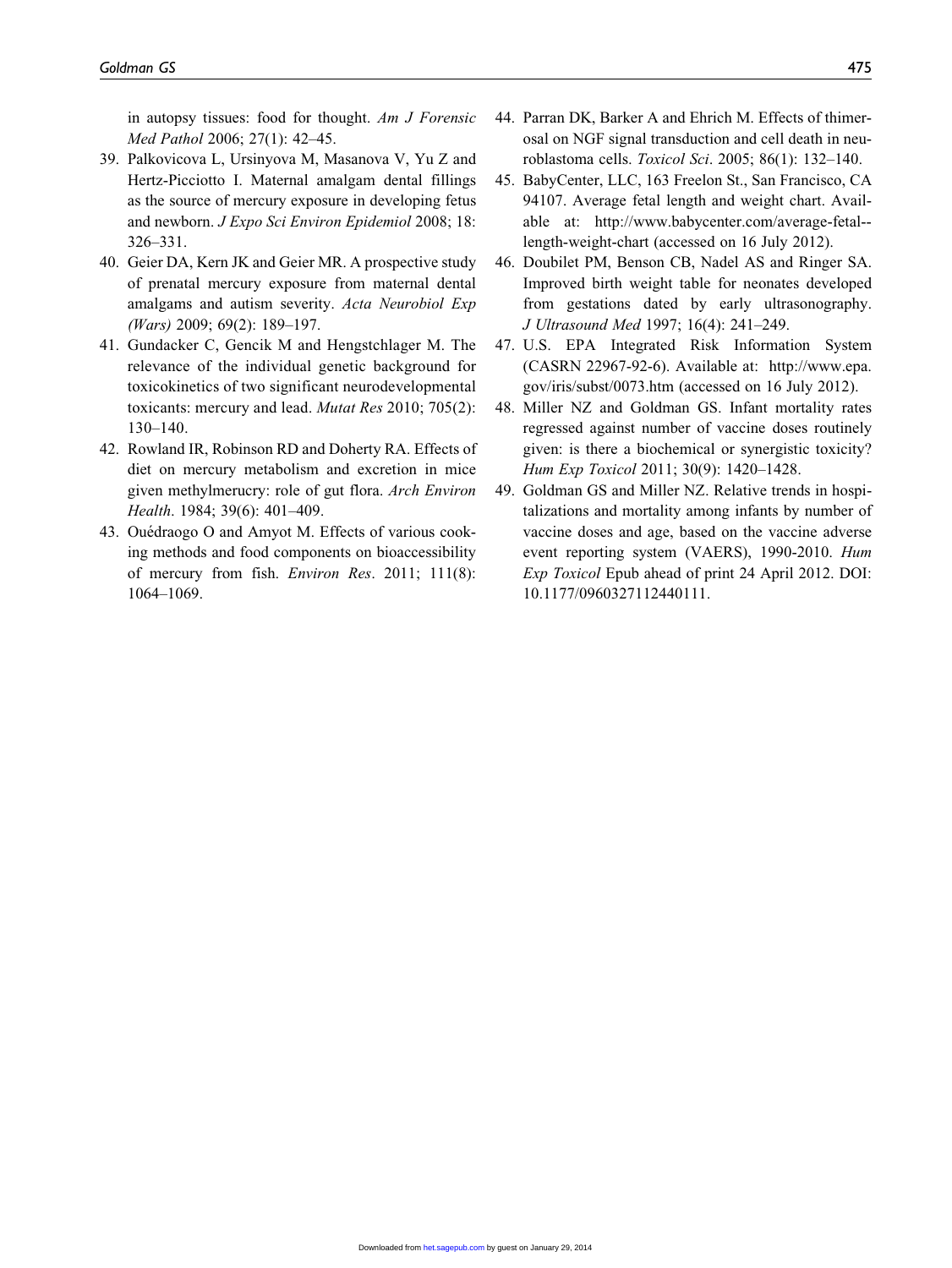in autopsy tissues: food for thought. *Am J Forensic Med Pathol* 2006; 27(1): 42–45.

39. Palkovicova L, Ursinyova M, Masanova V, Yu Z and Hertz-Picciotto I. Maternal amalgam dental fillings as the source of mercury exposure in developing fetus and newborn. *J Expo Sci Environ Epidemiol* 2008; 18: 326–331.
40. Geier DA, Kern JK and Geier MR. A prospective study of prenatal mercury exposure from maternal dental amalgams and autism severity. *Acta Neurobiol Exp (Wars)* 2009; 69(2): 189–197.
41. Gundacker C, Gencik M and Hengstchlager M. The relevance of the individual genetic background for toxicokinetics of two significant neurodevelopmental toxicants: mercury and lead. *Mutat Res* 2010; 705(2): 130–140.
42. Rowland IR, Robinson RD and Doherty RA. Effects of diet on mercury metabolism and excretion in mice given methylmerucry: role of gut flora. *Arch Environ Health*. 1984; 39(6): 401–409.
43. Ouédraogo O and Amyot M. Effects of various cooking methods and food components on bioaccessibility of mercury from fish. *Environ Res*. 2011; 111(8): 1064–1069.
44. Parran DK, Barker A and Ehrich M. Effects of thimerosal on NGF signal transduction and cell death in neuroblastoma cells. *Toxicol Sci*. 2005; 86(1): 132–140.
45. BabyCenter, LLC, 163 Freelon St., San Francisco, CA 94107. Average fetal length and weight chart. Available at: http://www.babycenter.com/average-fetal--length-weight-chart (accessed on 16 July 2012).
46. Doubilet PM, Benson CB, Nadel AS and Ringer SA. Improved birth weight table for neonates developed from gestations dated by early ultrasonography. *J Ultrasound Med* 1997; 16(4): 241–249.
47. U.S. EPA Integrated Risk Information System (CASRN 22967-92-6). Available at: http://www.epa.gov/iris/subst/0073.htm (accessed on 16 July 2012).
48. Miller NZ and Goldman GS. Infant mortality rates regressed against number of vaccine doses routinely given: is there a biochemical or synergistic toxicity? *Hum Exp Toxicol* 2011; 30(9): 1420–1428.
49. Goldman GS and Miller NZ. Relative trends in hospitalizations and mortality among infants by number of vaccine doses and age, based on the vaccine adverse event reporting system (VAERS), 1990-2010. *Hum Exp Toxicol* Epub ahead of print 24 April 2012. DOI: 10.1177/0960327112440111.